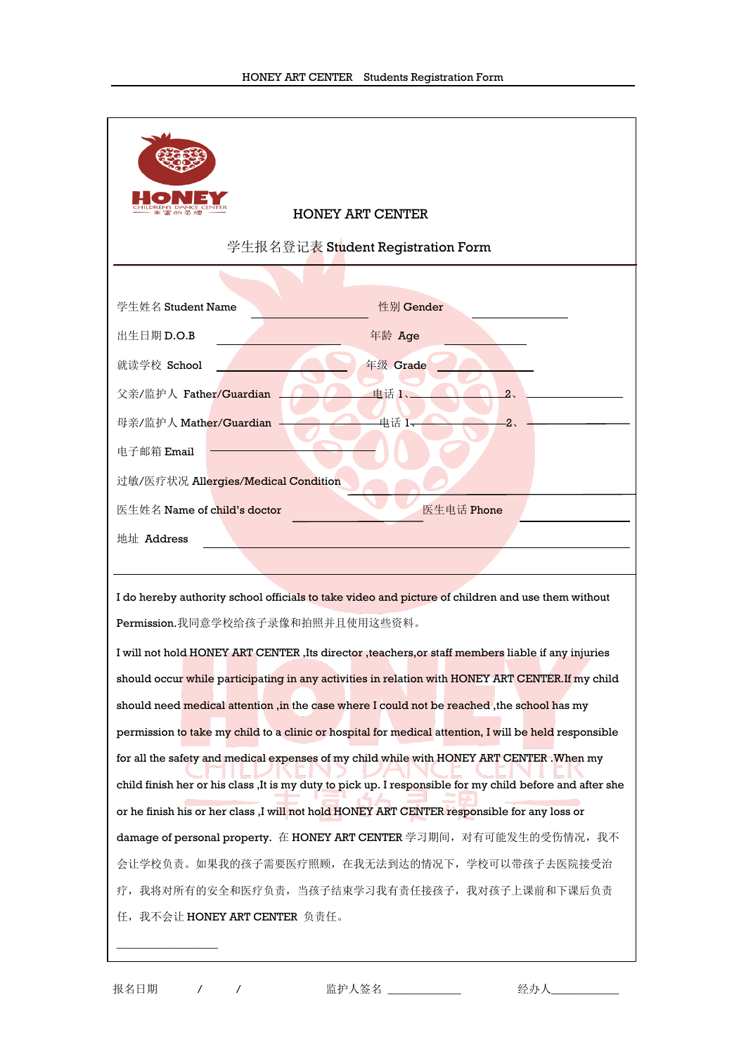# HONEY ART CENTER

## 学生报名登记表 Student Registration Form

学生姓名 Student Name ____________________ 性别 Gender ______________

出生日期 D.O.B ____________________ 年龄 Age ______________

就读学校 School ____________________ 年级 Grade ______________

父亲/监护人 Father/Guardian ______________ 电话 1、______________ 2、______________

母亲/监护人 Mather/Guardian ______________ 电话 1、______________ 2、______________

电子邮箱 Email ____________________

过敏/医疗状况 Allergies/Medical Condition ____________________

医生姓名 Name of child's doctor ______________ 医生电话 Phone ______________

地址 Address ________________________________________

I do hereby authority school officials to take video and picture of children and use them without Permission.我同意学校给孩子录像和拍照并且使用这些资料。

I will not hold HONEY ART CENTER ,Its director ,teachers,or staff members liable if any injuries should occur while participating in any activities in relation with HONEY ART CENTER.If my child should need medical attention ,in the case where I could not be reached ,the school has my permission to take my child to a clinic or hospital for medical attention, I will be held responsible for all the safety and medical expenses of my child while with HONEY ART CENTER .When my child finish her or his class ,It is my duty to pick up. I responsible for my child before and after she or he finish his or her class ,I will not hold HONEY ART CENTER responsible for any loss or damage of personal property. 在 HONEY ART CENTER 学习期间，对有可能发生的受伤情况，我不会让学校负责。如果我的孩子需要医疗照顾，在我无法到达的情况下，学校可以带孩子去医院接受治疗，我将对所有的安全和医疗负责，当孩子结束学习我有责任接孩子，我对孩子上课前和下课后负责任，我不会让 HONEY ART CENTER 负责任。

____________________

报名日期 / / 监护人签名 ______________ 经办人______________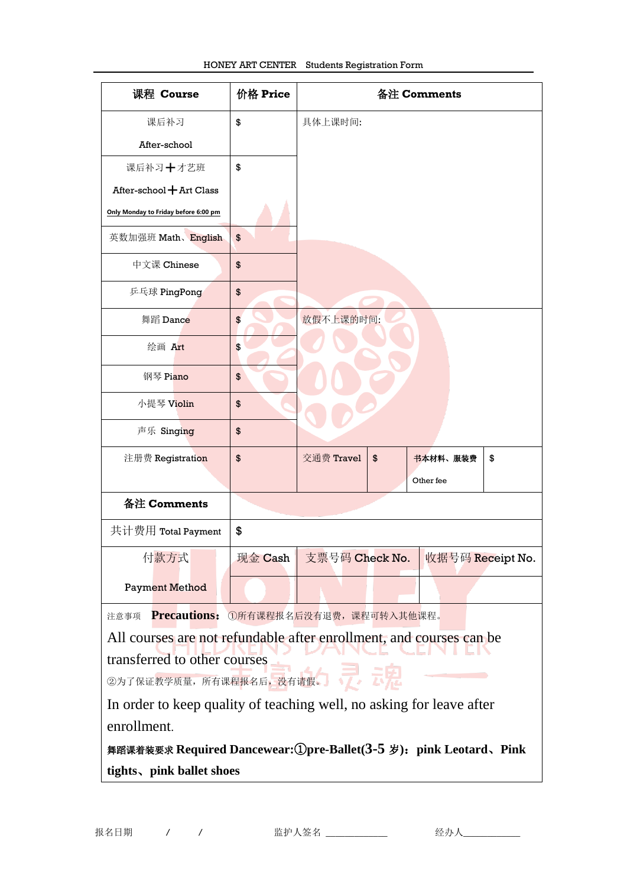HONEY ART CENTER　Students Registration Form

| 课程 Course | 价格 Price | 备注 Comments | | | |
|---|---|---|---|---|---|
| 课后补习<br>After-school | $ | 具体上课时间: | | | |
| 课后补习＋才艺班<br>After-school＋Art Class<br>Only Monday to Friday before 6:00 pm | $ | | | | |
| 英数加强班 Math、English | $ | | | | |
| 中文课 Chinese | $ | | | | |
| 乒乓球 PingPong | $ | | | | |
| 舞蹈 Dance | $ | 放假不上课的时间: | | | |
| 绘画 Art | $ | | | | |
| 钢琴 Piano | $ | | | | |
| 小提琴 Violin | $ | | | | |
| 声乐 Singing | $ | | | | |
| 注册费 Registration | $ | 交通费 Travel | $ | 书本材料、服装费<br>Other fee | $ |
| 备注 Comments | | | | | |
| 共计费用 Total Payment | $ | | | | |
| 付款方式<br>Payment Method | 现金 Cash | 支票号码 Check No. | 收据号码 Receipt No. | | |

注意事项 **Precautions:** ①所有课程报名后没有退费，课程可转入其他课程。

All courses are not refundable after enrollment, and courses can be transferred to other courses

②为了保证教学质量，所有课程报名后，没有请假。

In order to keep quality of teaching well, no asking for leave after enrollment.

**舞蹈课着装要求 Required Dancewear:①pre-Ballet(3-5 岁)：pink Leotard、Pink tights、pink ballet shoes**

报名日期　　/　　/　　　　监护人签名 ____________　　　　经办人____________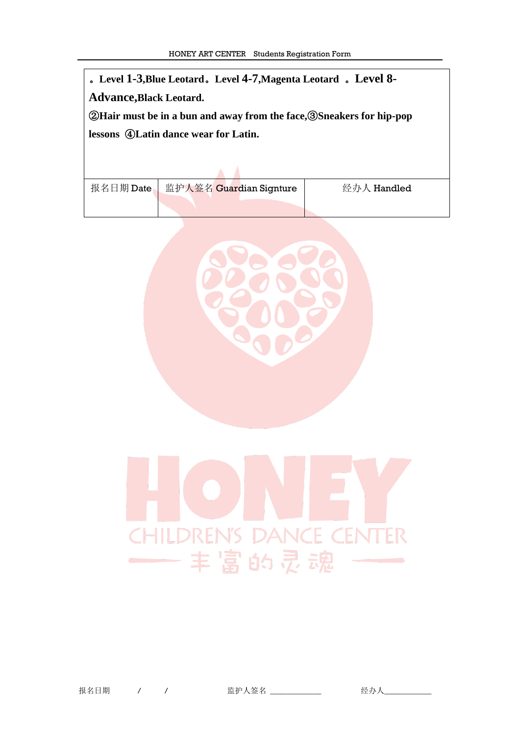| 。Level 1-3,Blue Leotard。Level 4-7,Magenta Leotard 。Level 8-Advance,Black Leotard.<br>②Hair must be in a bun and away from the face,③Sneakers for hip-pop lessons ④Latin dance wear for Latin. | | |
|---|---|---|
| 报名日期 Date | 监护人签名 Guardian Signture | 经办人 Handled |

报名日期 / / 监护人签名 ____________ 经办人___________